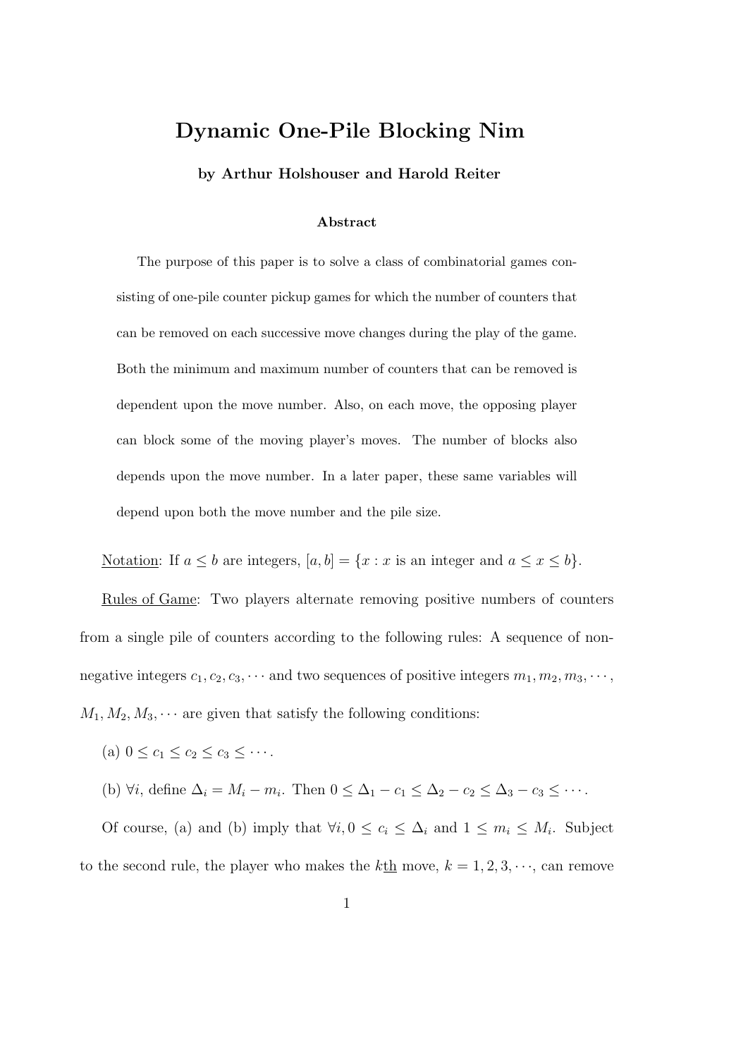# Dynamic One-Pile Blocking Nim

**by Arthur Holshouser and Harold Reiter**

**Abstract**

The purpose of this paper is to solve a class of combinatorial games consisting of one-pile counter pickup games for which the number of counters that can be removed on each successive move changes during the play of the game. Both the minimum and maximum number of counters that can be removed is dependent upon the move number. Also, on each move, the opposing player can block some of the moving player's moves. The number of blocks also depends upon the move number. In a later paper, these same variables will depend upon both the move number and the pile size.

Notation: If $a \leq b$ are integers, $[a, b] = \{x : x \text{ is an integer and } a \leq x \leq b\}$.

Rules of Game: Two players alternate removing positive numbers of counters from a single pile of counters according to the following rules: A sequence of non-negative integers $c_1, c_2, c_3, \cdots$ and two sequences of positive integers $m_1, m_2, m_3, \cdots$, $M_1, M_2, M_3, \cdots$ are given that satisfy the following conditions:

(a) $0 \leq c_1 \leq c_2 \leq c_3 \leq \cdots$.

(b) $\forall i$, define $\Delta_i = M_i - m_i$. Then $0 \leq \Delta_1 - c_1 \leq \Delta_2 - c_2 \leq \Delta_3 - c_3 \leq \cdots$.

Of course, (a) and (b) imply that $\forall i, 0 \leq c_i \leq \Delta_i$ and $1 \leq m_i \leq M_i$. Subject to the second rule, the player who makes the $k$th move, $k = 1, 2, 3, \cdots$, can remove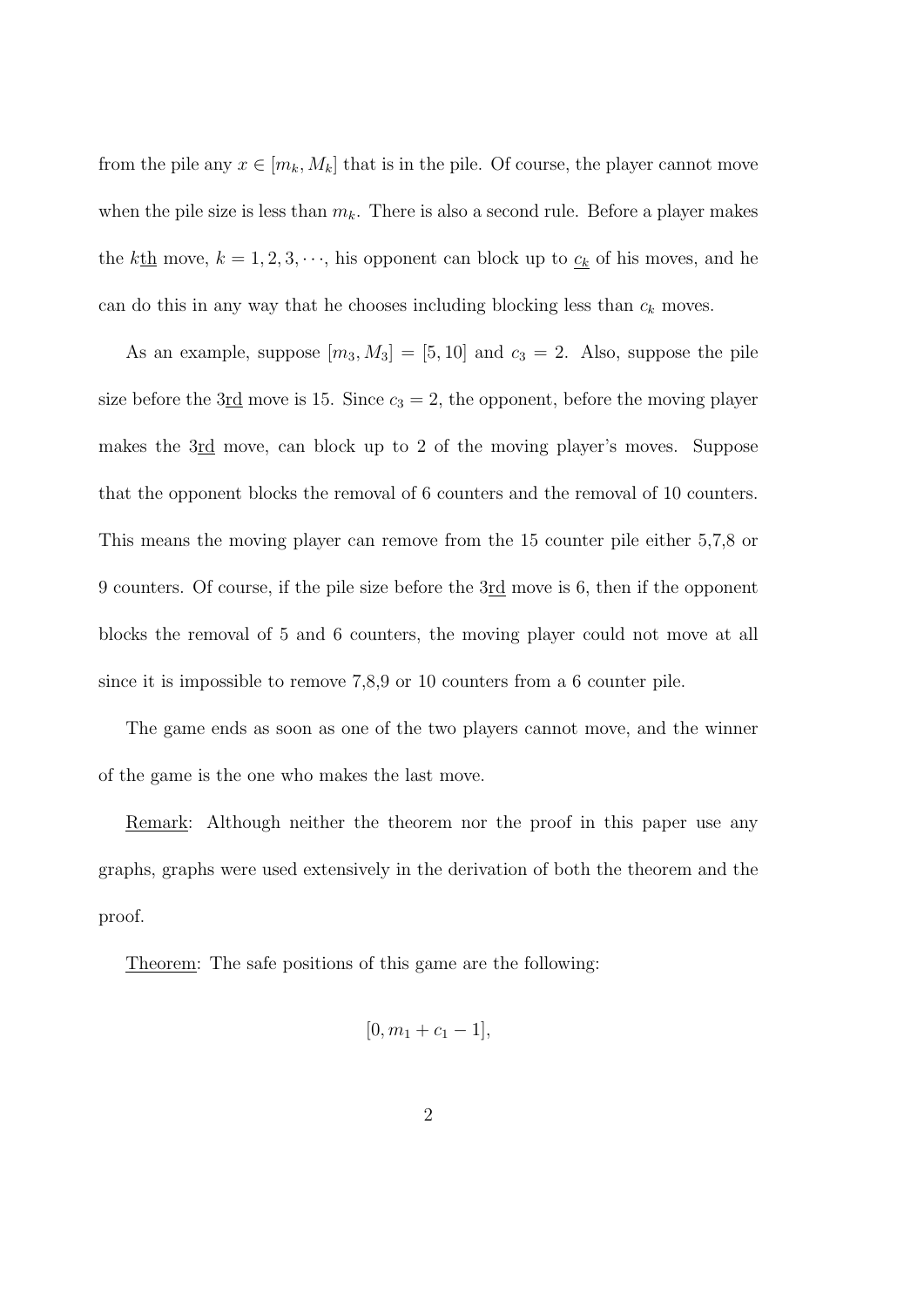from the pile any $x \in [m_k, M_k]$ that is in the pile. Of course, the player cannot move when the pile size is less than $m_k$. There is also a second rule. Before a player makes the $k$th move, $k = 1, 2, 3, \cdots$, his opponent can block up to $c_k$ of his moves, and he can do this in any way that he chooses including blocking less than $c_k$ moves.

As an example, suppose $[m_3, M_3] = [5, 10]$ and $c_3 = 2$. Also, suppose the pile size before the 3rd move is 15. Since $c_3 = 2$, the opponent, before the moving player makes the 3rd move, can block up to 2 of the moving player's moves. Suppose that the opponent blocks the removal of 6 counters and the removal of 10 counters. This means the moving player can remove from the 15 counter pile either 5,7,8 or 9 counters. Of course, if the pile size before the 3rd move is 6, then if the opponent blocks the removal of 5 and 6 counters, the moving player could not move at all since it is impossible to remove 7,8,9 or 10 counters from a 6 counter pile.

The game ends as soon as one of the two players cannot move, and the winner of the game is the one who makes the last move.

Remark: Although neither the theorem nor the proof in this paper use any graphs, graphs were used extensively in the derivation of both the theorem and the proof.

Theorem: The safe positions of this game are the following:

$$[0, m_1 + c_1 - 1],$$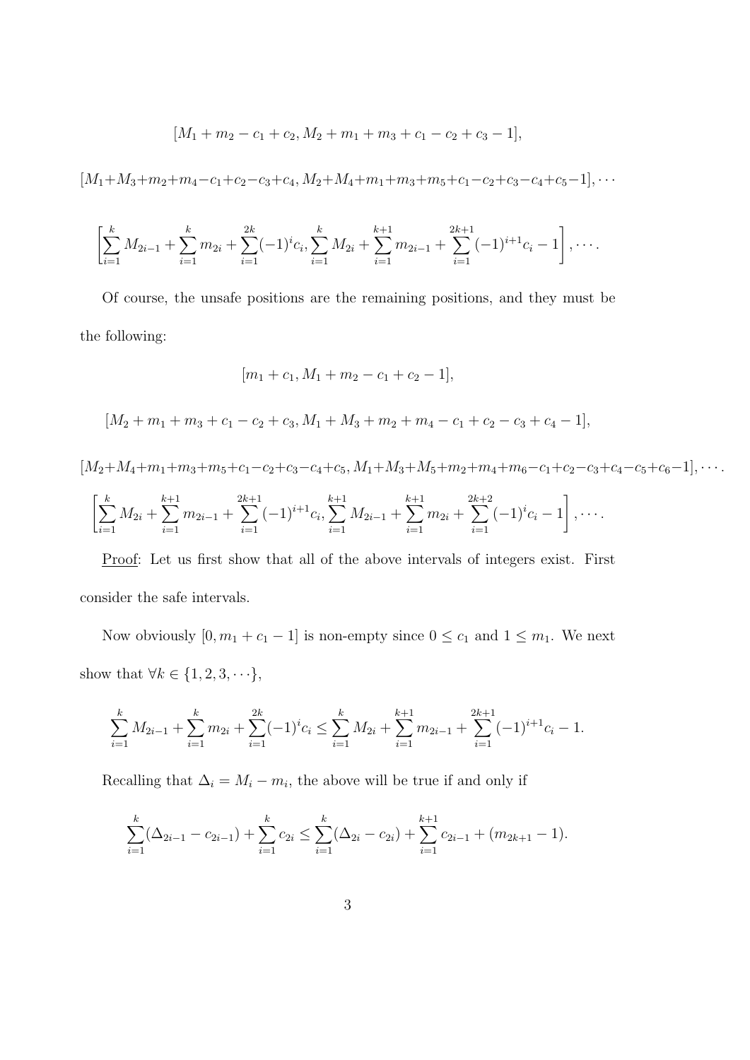$$[M_1 + m_2 - c_1 + c_2, M_2 + m_1 + m_3 + c_1 - c_2 + c_3 - 1],$$

$$[M_1+M_3+m_2+m_4-c_1+c_2-c_3+c_4, M_2+M_4+m_1+m_3+m_5+c_1-c_2+c_3-c_4+c_5-1], \cdots$$

$$\left[\sum_{i=1}^{k} M_{2i-1} + \sum_{i=1}^{k} m_{2i} + \sum_{i=1}^{2k} (-1)^i c_i, \sum_{i=1}^{k} M_{2i} + \sum_{i=1}^{k+1} m_{2i-1} + \sum_{i=1}^{2k+1} (-1)^{i+1} c_i - 1\right], \cdots.$$

Of course, the unsafe positions are the remaining positions, and they must be the following:

$$[m_1 + c_1, M_1 + m_2 - c_1 + c_2 - 1],$$

$$[M_2 + m_1 + m_3 + c_1 - c_2 + c_3, M_1 + M_3 + m_2 + m_4 - c_1 + c_2 - c_3 + c_4 - 1],$$

$$[M_2+M_4+m_1+m_3+m_5+c_1-c_2+c_3-c_4+c_5, M_1+M_3+M_5+m_2+m_4+m_6-c_1+c_2-c_3+c_4-c_5+c_6-1], \cdots.$$

$$\left[\sum_{i=1}^{k} M_{2i} + \sum_{i=1}^{k+1} m_{2i-1} + \sum_{i=1}^{2k+1} (-1)^{i+1} c_i, \sum_{i=1}^{k+1} M_{2i-1} + \sum_{i=1}^{k+1} m_{2i} + \sum_{i=1}^{2k+2} (-1)^i c_i - 1\right], \cdots.$$

Proof: Let us first show that all of the above intervals of integers exist. First consider the safe intervals.

Now obviously $[0, m_1 + c_1 - 1]$ is non-empty since $0 \leq c_1$ and $1 \leq m_1$. We next show that $\forall k \in \{1, 2, 3, \cdots\}$,

$$\sum_{i=1}^{k} M_{2i-1} + \sum_{i=1}^{k} m_{2i} + \sum_{i=1}^{2k} (-1)^i c_i \leq \sum_{i=1}^{k} M_{2i} + \sum_{i=1}^{k+1} m_{2i-1} + \sum_{i=1}^{2k+1} (-1)^{i+1} c_i - 1.$$

Recalling that $\Delta_i = M_i - m_i$, the above will be true if and only if

$$\sum_{i=1}^{k} (\Delta_{2i-1} - c_{2i-1}) + \sum_{i=1}^{k} c_{2i} \leq \sum_{i=1}^{k} (\Delta_{2i} - c_{2i}) + \sum_{i=1}^{k+1} c_{2i-1} + (m_{2k+1} - 1).$$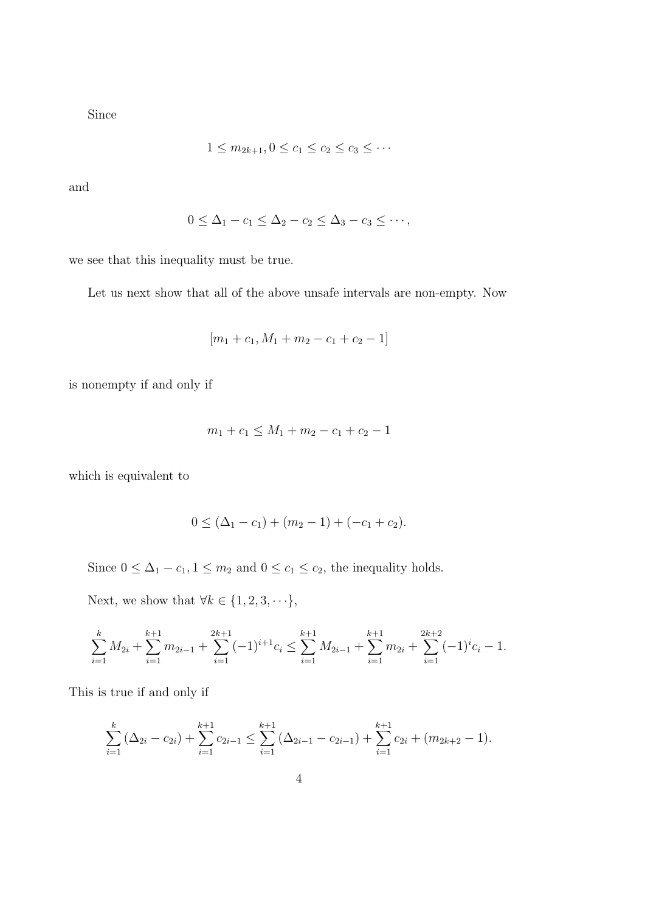Since

$$1 \leq m_{2k+1}, 0 \leq c_1 \leq c_2 \leq c_3 \leq \cdots$$

and

$$0 \leq \Delta_1 - c_1 \leq \Delta_2 - c_2 \leq \Delta_3 - c_3 \leq \cdots,$$

we see that this inequality must be true.

Let us next show that all of the above unsafe intervals are non-empty. Now

$$[m_1 + c_1, M_1 + m_2 - c_1 + c_2 - 1]$$

is nonempty if and only if

$$m_1 + c_1 \leq M_1 + m_2 - c_1 + c_2 - 1$$

which is equivalent to

$$0 \leq (\Delta_1 - c_1) + (m_2 - 1) + (-c_1 + c_2).$$

Since $0 \leq \Delta_1 - c_1, 1 \leq m_2$ and $0 \leq c_1 \leq c_2$, the inequality holds.

Next, we show that $\forall k \in \{1, 2, 3, \cdots\}$,

$$\sum_{i=1}^{k} M_{2i} + \sum_{i=1}^{k+1} m_{2i-1} + \sum_{i=1}^{2k+1} (-1)^{i+1} c_i \leq \sum_{i=1}^{k+1} M_{2i-1} + \sum_{i=1}^{k+1} m_{2i} + \sum_{i=1}^{2k+2} (-1)^i c_i - 1.$$

This is true if and only if

$$\sum_{i=1}^{k} (\Delta_{2i} - c_{2i}) + \sum_{i=1}^{k+1} c_{2i-1} \leq \sum_{i=1}^{k+1} (\Delta_{2i-1} - c_{2i-1}) + \sum_{i=1}^{k+1} c_{2i} + (m_{2k+2} - 1).$$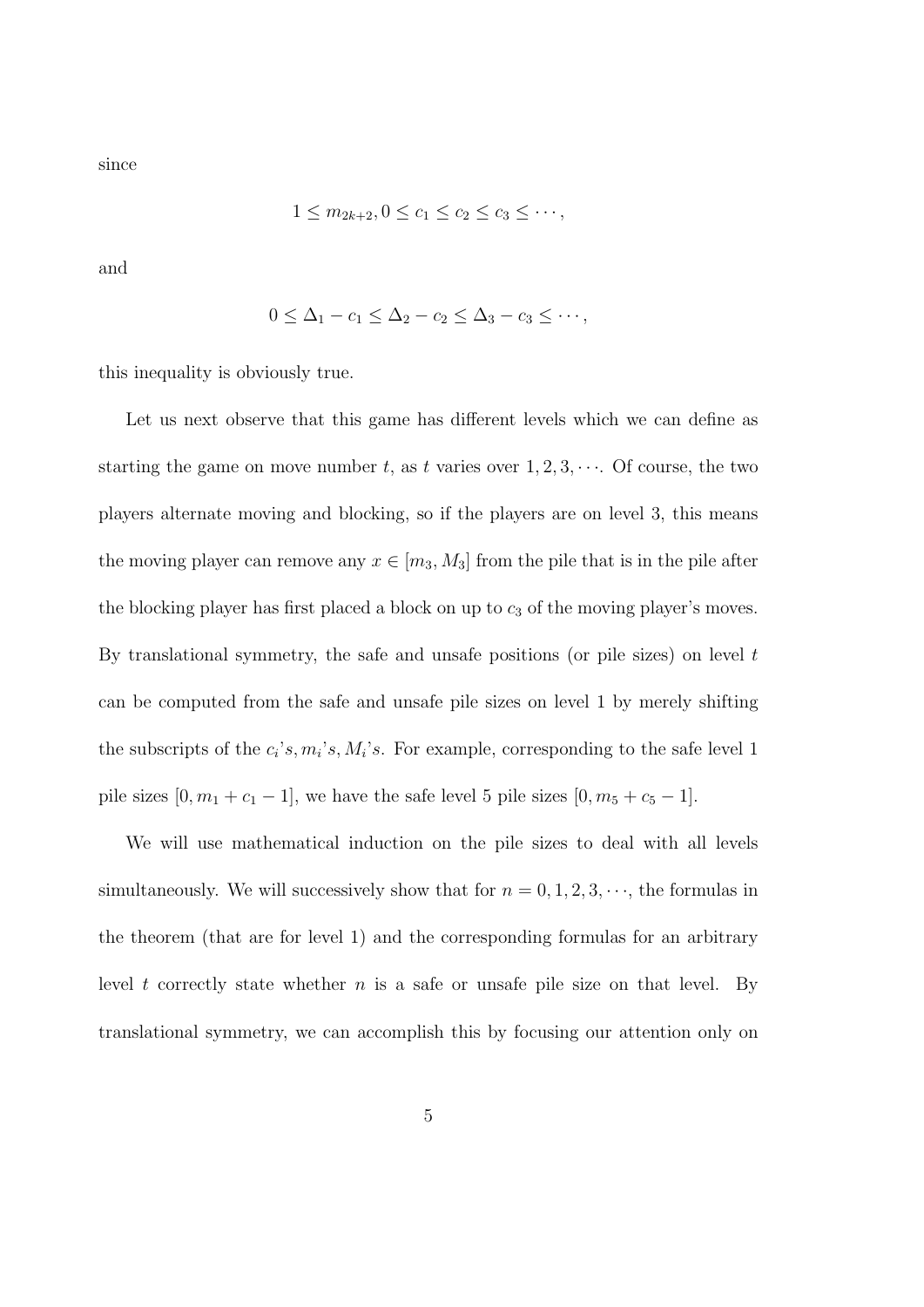since

$$1 \leq m_{2k+2}, 0 \leq c_1 \leq c_2 \leq c_3 \leq \cdots,$$

and

$$0 \leq \Delta_1 - c_1 \leq \Delta_2 - c_2 \leq \Delta_3 - c_3 \leq \cdots,$$

this inequality is obviously true.

Let us next observe that this game has different levels which we can define as starting the game on move number $t$, as $t$ varies over $1, 2, 3, \cdots$. Of course, the two players alternate moving and blocking, so if the players are on level 3, this means the moving player can remove any $x \in [m_3, M_3]$ from the pile that is in the pile after the blocking player has first placed a block on up to $c_3$ of the moving player's moves. By translational symmetry, the safe and unsafe positions (or pile sizes) on level $t$ can be computed from the safe and unsafe pile sizes on level 1 by merely shifting the subscripts of the $c_i$'$s$, $m_i$'$s$, $M_i$'$s$. For example, corresponding to the safe level 1 pile sizes $[0, m_1 + c_1 - 1]$, we have the safe level 5 pile sizes $[0, m_5 + c_5 - 1]$.

We will use mathematical induction on the pile sizes to deal with all levels simultaneously. We will successively show that for $n = 0, 1, 2, 3, \cdots$, the formulas in the theorem (that are for level 1) and the corresponding formulas for an arbitrary level $t$ correctly state whether $n$ is a safe or unsafe pile size on that level. By translational symmetry, we can accomplish this by focusing our attention only on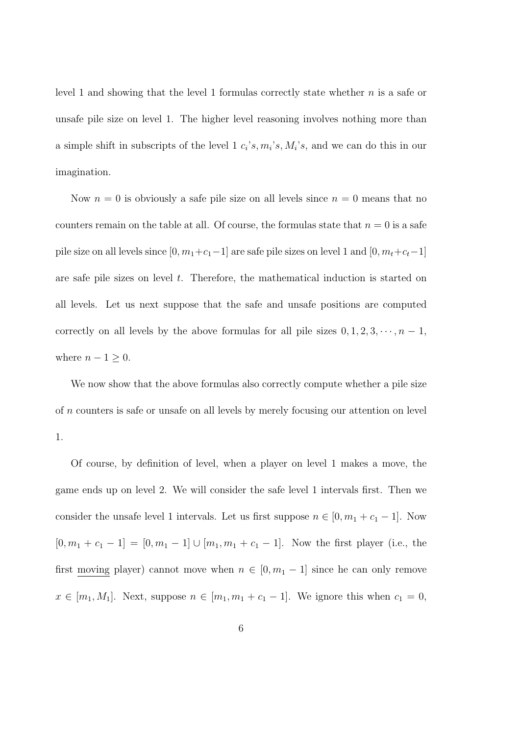level 1 and showing that the level 1 formulas correctly state whether $n$ is a safe or unsafe pile size on level 1. The higher level reasoning involves nothing more than a simple shift in subscripts of the level 1 $c_i$'s, $m_i$'s, $M_i$'s, and we can do this in our imagination.

Now $n = 0$ is obviously a safe pile size on all levels since $n = 0$ means that no counters remain on the table at all. Of course, the formulas state that $n = 0$ is a safe pile size on all levels since $[0, m_1 + c_1 - 1]$ are safe pile sizes on level 1 and $[0, m_t + c_t - 1]$ are safe pile sizes on level $t$. Therefore, the mathematical induction is started on all levels. Let us next suppose that the safe and unsafe positions are computed correctly on all levels by the above formulas for all pile sizes $0, 1, 2, 3, \cdots, n-1$, where $n - 1 \geq 0$.

We now show that the above formulas also correctly compute whether a pile size of $n$ counters is safe or unsafe on all levels by merely focusing our attention on level 1.

Of course, by definition of level, when a player on level 1 makes a move, the game ends up on level 2. We will consider the safe level 1 intervals first. Then we consider the unsafe level 1 intervals. Let us first suppose $n \in [0, m_1 + c_1 - 1]$. Now $[0, m_1 + c_1 - 1] = [0, m_1 - 1] \cup [m_1, m_1 + c_1 - 1]$. Now the first player (i.e., the first <u>moving</u> player) cannot move when $n \in [0, m_1 - 1]$ since he can only remove $x \in [m_1, M_1]$. Next, suppose $n \in [m_1, m_1 + c_1 - 1]$. We ignore this when $c_1 = 0$,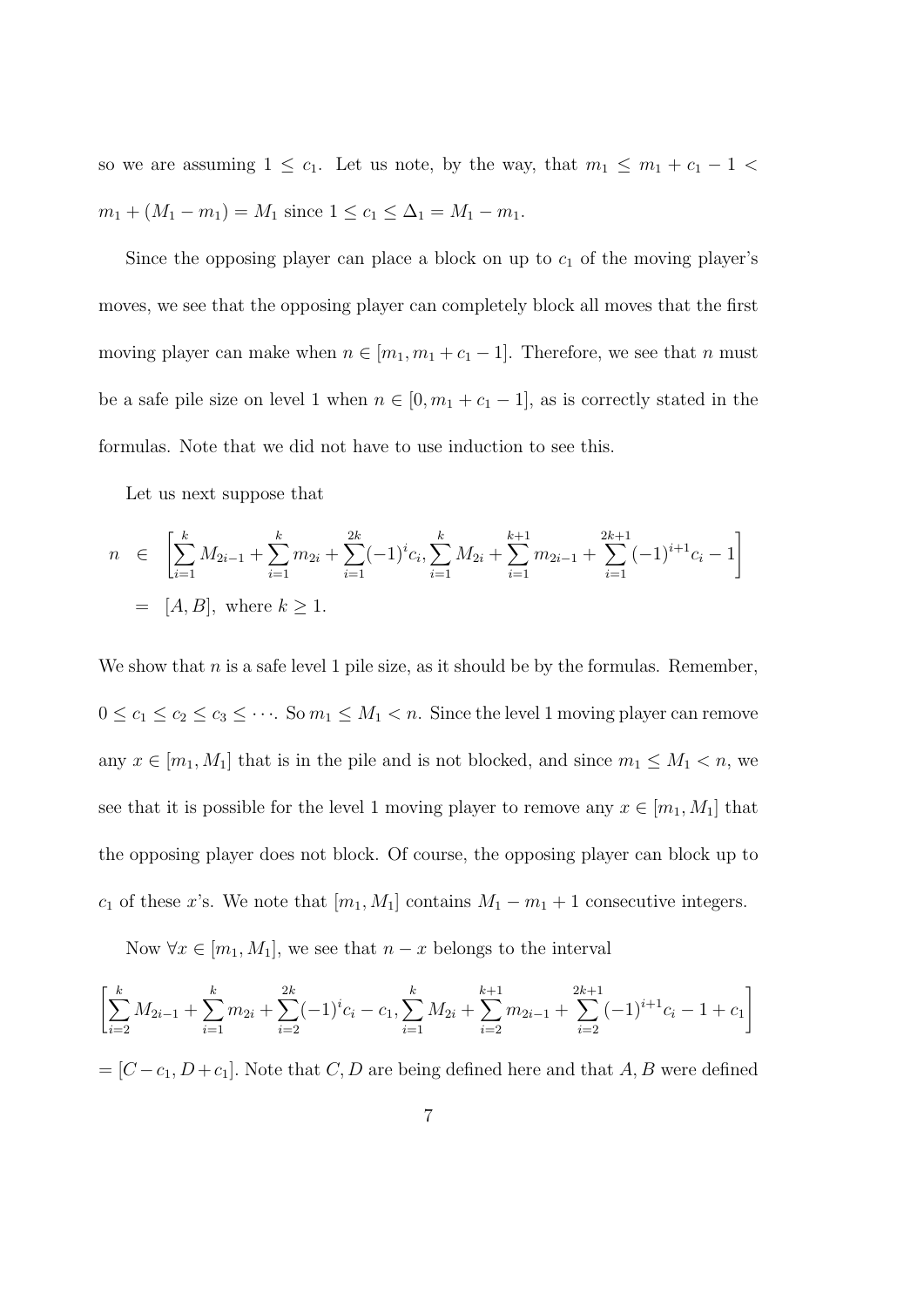so we are assuming $1 \le c_1$. Let us note, by the way, that $m_1 \le m_1 + c_1 - 1 < m_1 + (M_1 - m_1) = M_1$ since $1 \le c_1 \le \Delta_1 = M_1 - m_1$.

Since the opposing player can place a block on up to $c_1$ of the moving player's moves, we see that the opposing player can completely block all moves that the first moving player can make when $n \in [m_1, m_1 + c_1 - 1]$. Therefore, we see that $n$ must be a safe pile size on level 1 when $n \in [0, m_1 + c_1 - 1]$, as is correctly stated in the formulas. Note that we did not have to use induction to see this.

Let us next suppose that

$$
\begin{aligned}
n &\in \left[\sum_{i=1}^{k} M_{2i-1} + \sum_{i=1}^{k} m_{2i} + \sum_{i=1}^{2k} (-1)^i c_i, \sum_{i=1}^{k} M_{2i} + \sum_{i=1}^{k+1} m_{2i-1} + \sum_{i=1}^{2k+1} (-1)^{i+1} c_i - 1\right] \\
&= [A, B], \text{ where } k \ge 1.
\end{aligned}
$$

We show that $n$ is a safe level 1 pile size, as it should be by the formulas. Remember, $0 \le c_1 \le c_2 \le c_3 \le \cdots$. So $m_1 \le M_1 < n$. Since the level 1 moving player can remove any $x \in [m_1, M_1]$ that is in the pile and is not blocked, and since $m_1 \le M_1 < n$, we see that it is possible for the level 1 moving player to remove any $x \in [m_1, M_1]$ that the opposing player does not block. Of course, the opposing player can block up to $c_1$ of these $x$'s. We note that $[m_1, M_1]$ contains $M_1 - m_1 + 1$ consecutive integers.

Now $\forall x \in [m_1, M_1]$, we see that $n - x$ belongs to the interval

$$
\left[\sum_{i=2}^{k} M_{2i-1} + \sum_{i=1}^{k} m_{2i} + \sum_{i=2}^{2k} (-1)^i c_i - c_1, \sum_{i=1}^{k} M_{2i} + \sum_{i=2}^{k+1} m_{2i-1} + \sum_{i=2}^{2k+1} (-1)^{i+1} c_i - 1 + c_1\right]
$$

$= [C - c_1, D + c_1]$. Note that $C, D$ are being defined here and that $A, B$ were defined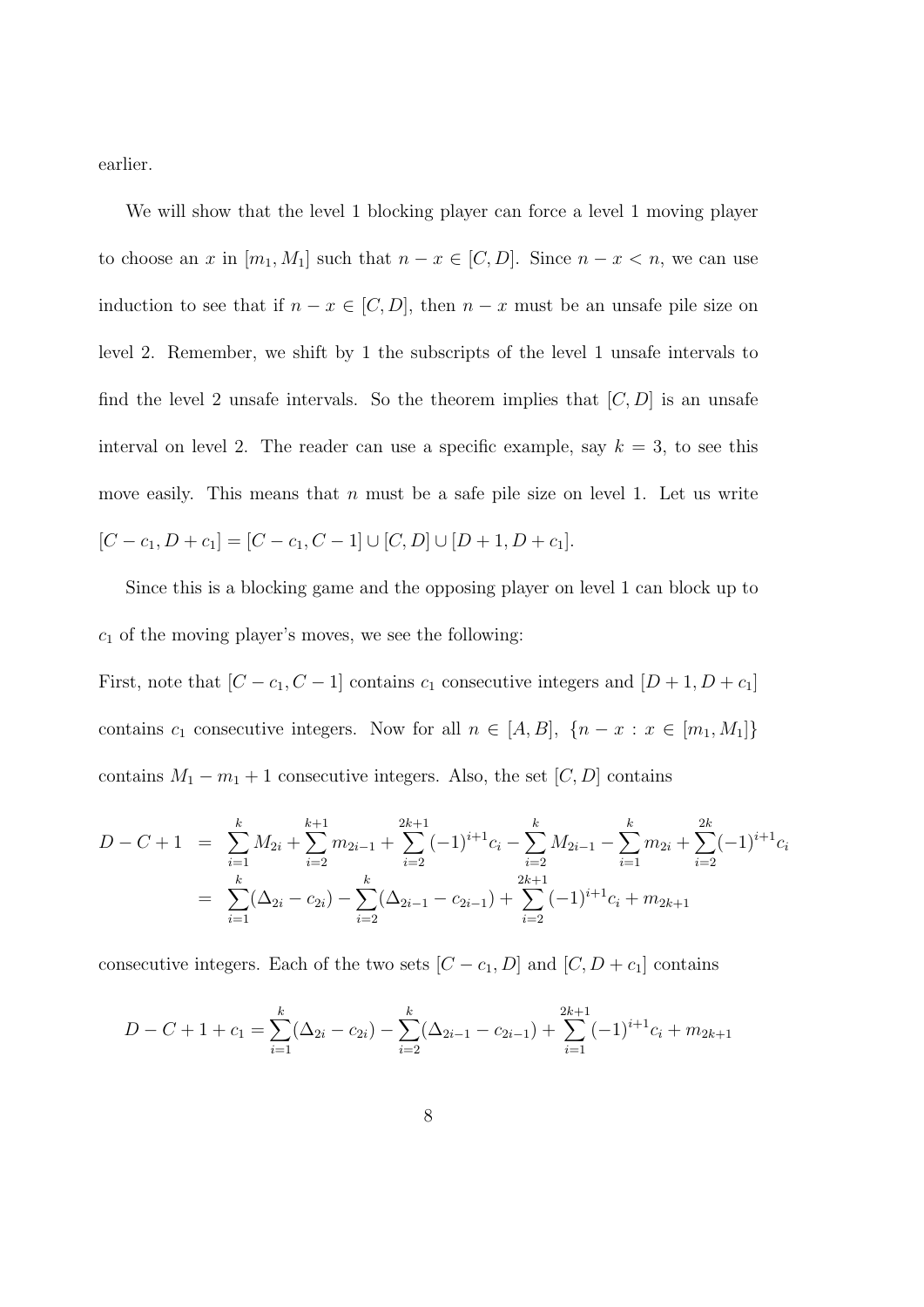earlier.

We will show that the level 1 blocking player can force a level 1 moving player to choose an $x$ in $[m_1, M_1]$ such that $n - x \in [C, D]$. Since $n - x < n$, we can use induction to see that if $n - x \in [C, D]$, then $n - x$ must be an unsafe pile size on level 2. Remember, we shift by 1 the subscripts of the level 1 unsafe intervals to find the level 2 unsafe intervals. So the theorem implies that $[C, D]$ is an unsafe interval on level 2. The reader can use a specific example, say $k = 3$, to see this move easily. This means that $n$ must be a safe pile size on level 1. Let us write $[C - c_1, D + c_1] = [C - c_1, C - 1] \cup [C, D] \cup [D + 1, D + c_1]$.

Since this is a blocking game and the opposing player on level 1 can block up to $c_1$ of the moving player's moves, we see the following:

First, note that $[C - c_1, C - 1]$ contains $c_1$ consecutive integers and $[D + 1, D + c_1]$ contains $c_1$ consecutive integers. Now for all $n \in [A, B]$, $\{n - x : x \in [m_1, M_1]\}$ contains $M_1 - m_1 + 1$ consecutive integers. Also, the set $[C, D]$ contains

$$
\begin{aligned}
D - C + 1 &= \sum_{i=1}^{k} M_{2i} + \sum_{i=2}^{k+1} m_{2i-1} + \sum_{i=2}^{2k+1} (-1)^{i+1} c_i - \sum_{i=2}^{k} M_{2i-1} - \sum_{i=1}^{k} m_{2i} + \sum_{i=2}^{2k} (-1)^{i+1} c_i \\
&= \sum_{i=1}^{k} (\Delta_{2i} - c_{2i}) - \sum_{i=2}^{k} (\Delta_{2i-1} - c_{2i-1}) + \sum_{i=2}^{2k+1} (-1)^{i+1} c_i + m_{2k+1}
\end{aligned}
$$

consecutive integers. Each of the two sets $[C - c_1, D]$ and $[C, D + c_1]$ contains

$$
D - C + 1 + c_1 = \sum_{i=1}^{k} (\Delta_{2i} - c_{2i}) - \sum_{i=2}^{k} (\Delta_{2i-1} - c_{2i-1}) + \sum_{i=1}^{2k+1} (-1)^{i+1} c_i + m_{2k+1}
$$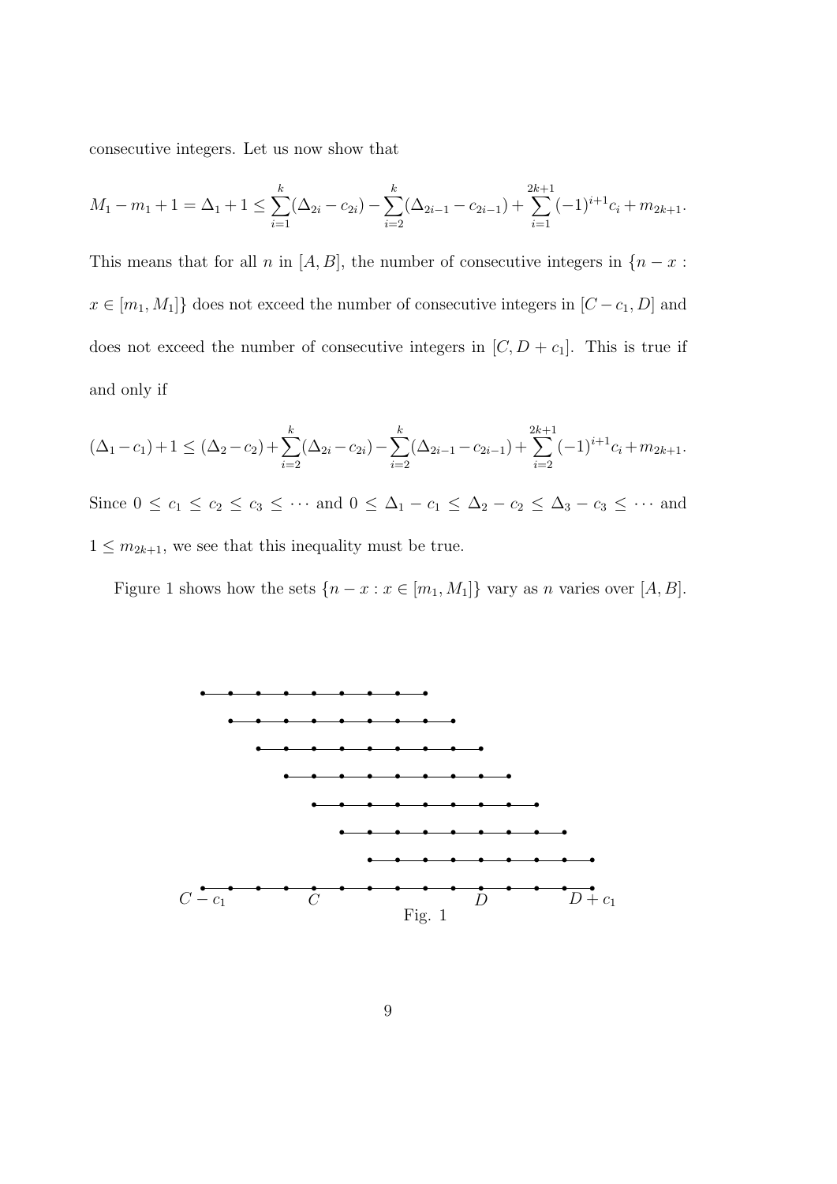consecutive integers. Let us now show that

$$M_1 - m_1 + 1 = \Delta_1 + 1 \leq \sum_{i=1}^{k}(\Delta_{2i} - c_{2i}) - \sum_{i=2}^{k}(\Delta_{2i-1} - c_{2i-1}) + \sum_{i=1}^{2k+1}(-1)^{i+1}c_i + m_{2k+1}.$$

This means that for all $n$ in $[A, B]$, the number of consecutive integers in $\{n - x : x \in [m_1, M_1]\}$ does not exceed the number of consecutive integers in $[C - c_1, D]$ and does not exceed the number of consecutive integers in $[C, D + c_1]$. This is true if and only if

$$(\Delta_1 - c_1) + 1 \leq (\Delta_2 - c_2) + \sum_{i=2}^{k}(\Delta_{2i} - c_{2i}) - \sum_{i=2}^{k}(\Delta_{2i-1} - c_{2i-1}) + \sum_{i=2}^{2k+1}(-1)^{i+1}c_i + m_{2k+1}.$$

Since $0 \leq c_1 \leq c_2 \leq c_3 \leq \cdots$ and $0 \leq \Delta_1 - c_1 \leq \Delta_2 - c_2 \leq \Delta_3 - c_3 \leq \cdots$ and $1 \leq m_{2k+1}$, we see that this inequality must be true.

Figure 1 shows how the sets $\{n - x : x \in [m_1, M_1]\}$ vary as $n$ varies over $[A, B]$.

Fig. 1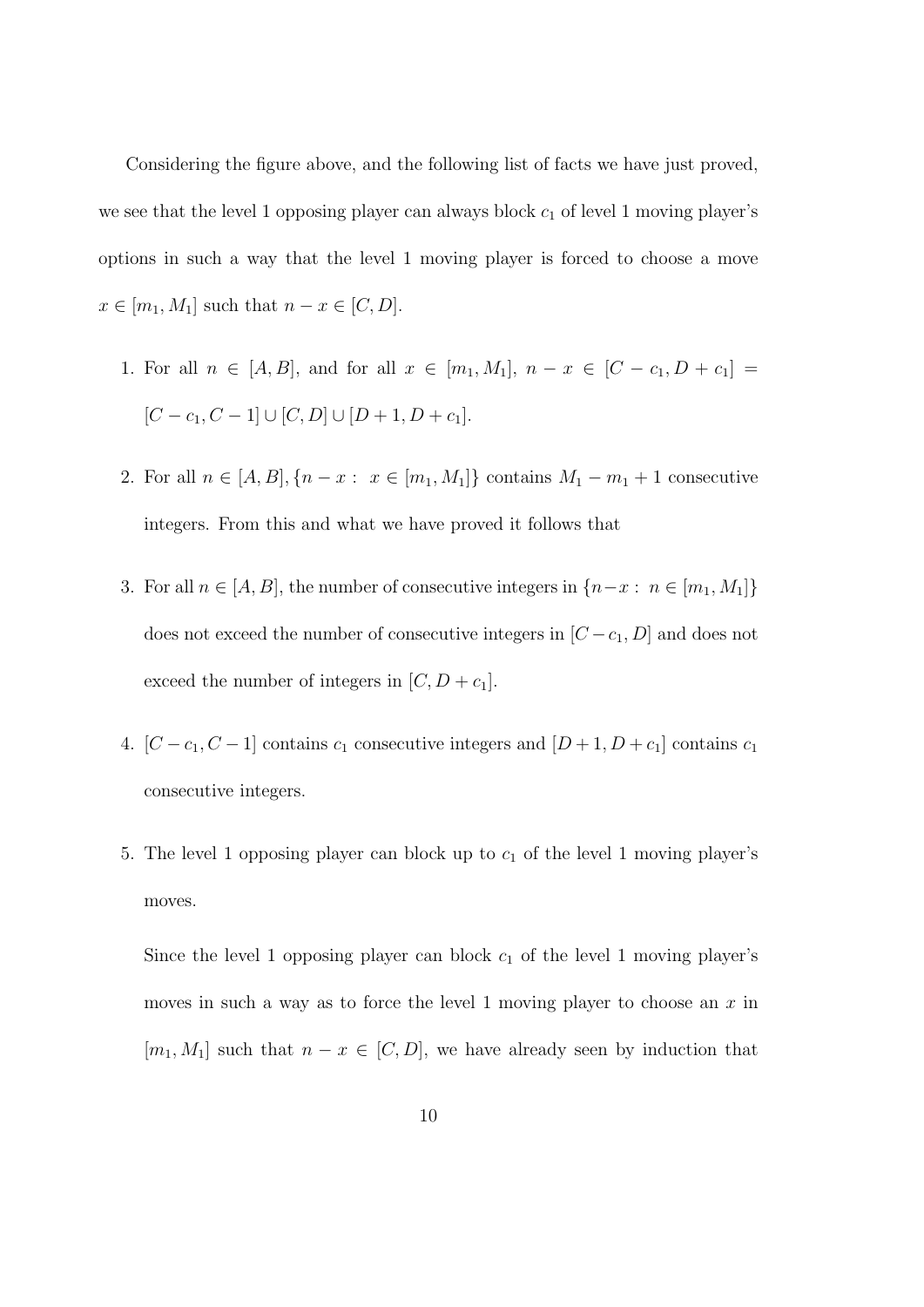Considering the figure above, and the following list of facts we have just proved, we see that the level 1 opposing player can always block $c_1$ of level 1 moving player's options in such a way that the level 1 moving player is forced to choose a move $x \in [m_1, M_1]$ such that $n - x \in [C, D]$.

1. For all $n \in [A, B]$, and for all $x \in [m_1, M_1]$, $n - x \in [C - c_1, D + c_1] = [C - c_1, C - 1] \cup [C, D] \cup [D + 1, D + c_1]$.

2. For all $n \in [A, B]$, $\{n - x : \ x \in [m_1, M_1]\}$ contains $M_1 - m_1 + 1$ consecutive integers. From this and what we have proved it follows that

3. For all $n \in [A, B]$, the number of consecutive integers in $\{n - x : \ n \in [m_1, M_1]\}$ does not exceed the number of consecutive integers in $[C - c_1, D]$ and does not exceed the number of integers in $[C, D + c_1]$.

4. $[C - c_1, C - 1]$ contains $c_1$ consecutive integers and $[D + 1, D + c_1]$ contains $c_1$ consecutive integers.

5. The level 1 opposing player can block up to $c_1$ of the level 1 moving player's moves.

   Since the level 1 opposing player can block $c_1$ of the level 1 moving player's moves in such a way as to force the level 1 moving player to choose an $x$ in $[m_1, M_1]$ such that $n - x \in [C, D]$, we have already seen by induction that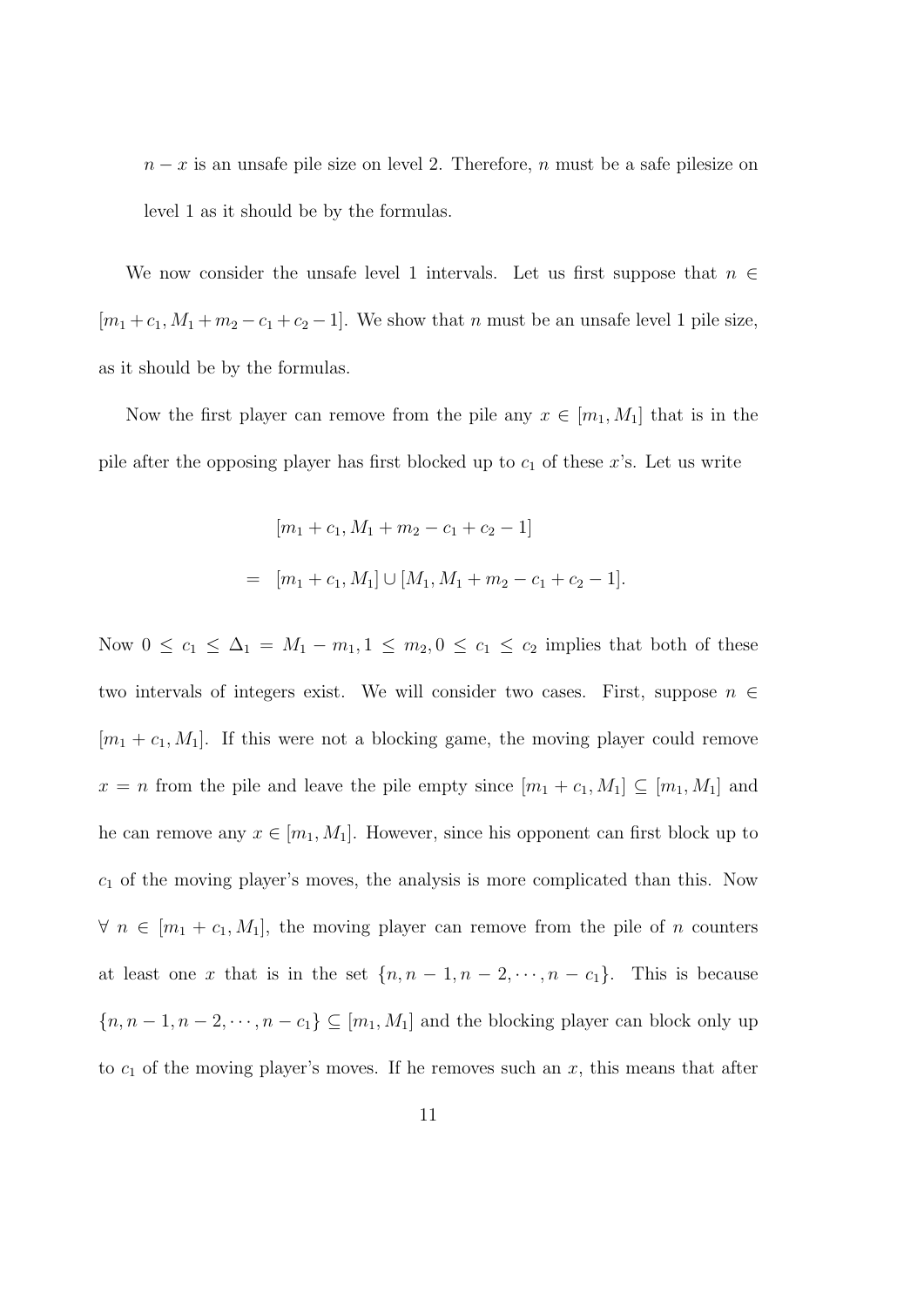$n - x$ is an unsafe pile size on level 2. Therefore, $n$ must be a safe pilesize on level 1 as it should be by the formulas.

We now consider the unsafe level 1 intervals. Let us first suppose that $n \in [m_1 + c_1, M_1 + m_2 - c_1 + c_2 - 1]$. We show that $n$ must be an unsafe level 1 pile size, as it should be by the formulas.

Now the first player can remove from the pile any $x \in [m_1, M_1]$ that is in the pile after the opposing player has first blocked up to $c_1$ of these $x$'s. Let us write

$$
\begin{aligned}
& [m_1 + c_1, M_1 + m_2 - c_1 + c_2 - 1] \\
= \; & [m_1 + c_1, M_1] \cup [M_1, M_1 + m_2 - c_1 + c_2 - 1].
\end{aligned}
$$

Now $0 \leq c_1 \leq \Delta_1 = M_1 - m_1, 1 \leq m_2, 0 \leq c_1 \leq c_2$ implies that both of these two intervals of integers exist. We will consider two cases. First, suppose $n \in [m_1 + c_1, M_1]$. If this were not a blocking game, the moving player could remove $x = n$ from the pile and leave the pile empty since $[m_1 + c_1, M_1] \subseteq [m_1, M_1]$ and he can remove any $x \in [m_1, M_1]$. However, since his opponent can first block up to $c_1$ of the moving player's moves, the analysis is more complicated than this. Now $\forall \; n \in [m_1 + c_1, M_1]$, the moving player can remove from the pile of $n$ counters at least one $x$ that is in the set $\{n, n-1, n-2, \cdots, n - c_1\}$. This is because $\{n, n-1, n-2, \cdots, n - c_1\} \subseteq [m_1, M_1]$ and the blocking player can block only up to $c_1$ of the moving player's moves. If he removes such an $x$, this means that after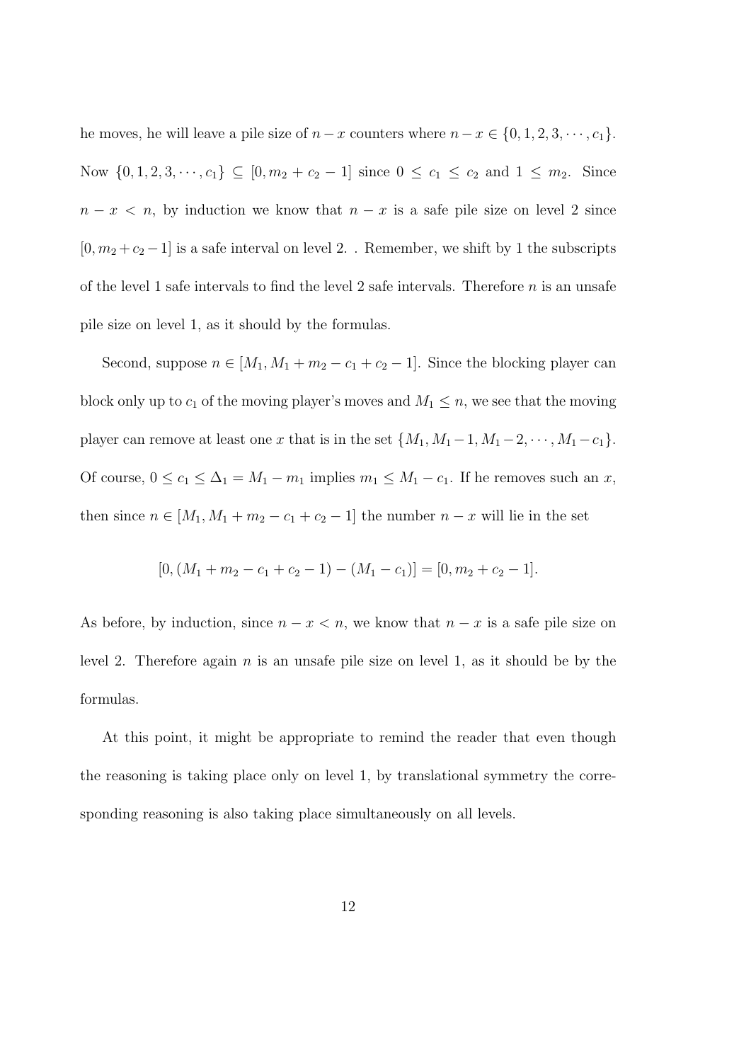he moves, he will leave a pile size of $n - x$ counters where $n - x \in \{0, 1, 2, 3, \cdots, c_1\}$. Now $\{0, 1, 2, 3, \cdots, c_1\} \subseteq [0, m_2 + c_2 - 1]$ since $0 \leq c_1 \leq c_2$ and $1 \leq m_2$. Since $n - x < n$, by induction we know that $n - x$ is a safe pile size on level 2 since $[0, m_2 + c_2 - 1]$ is a safe interval on level 2. . Remember, we shift by 1 the subscripts of the level 1 safe intervals to find the level 2 safe intervals. Therefore $n$ is an unsafe pile size on level 1, as it should by the formulas.

Second, suppose $n \in [M_1, M_1 + m_2 - c_1 + c_2 - 1]$. Since the blocking player can block only up to $c_1$ of the moving player's moves and $M_1 \leq n$, we see that the moving player can remove at least one $x$ that is in the set $\{M_1, M_1 - 1, M_1 - 2, \cdots, M_1 - c_1\}$. Of course, $0 \leq c_1 \leq \Delta_1 = M_1 - m_1$ implies $m_1 \leq M_1 - c_1$. If he removes such an $x$, then since $n \in [M_1, M_1 + m_2 - c_1 + c_2 - 1]$ the number $n - x$ will lie in the set

$$[0, (M_1 + m_2 - c_1 + c_2 - 1) - (M_1 - c_1)] = [0, m_2 + c_2 - 1].$$

As before, by induction, since $n - x < n$, we know that $n - x$ is a safe pile size on level 2. Therefore again $n$ is an unsafe pile size on level 1, as it should be by the formulas.

At this point, it might be appropriate to remind the reader that even though the reasoning is taking place only on level 1, by translational symmetry the corresponding reasoning is also taking place simultaneously on all levels.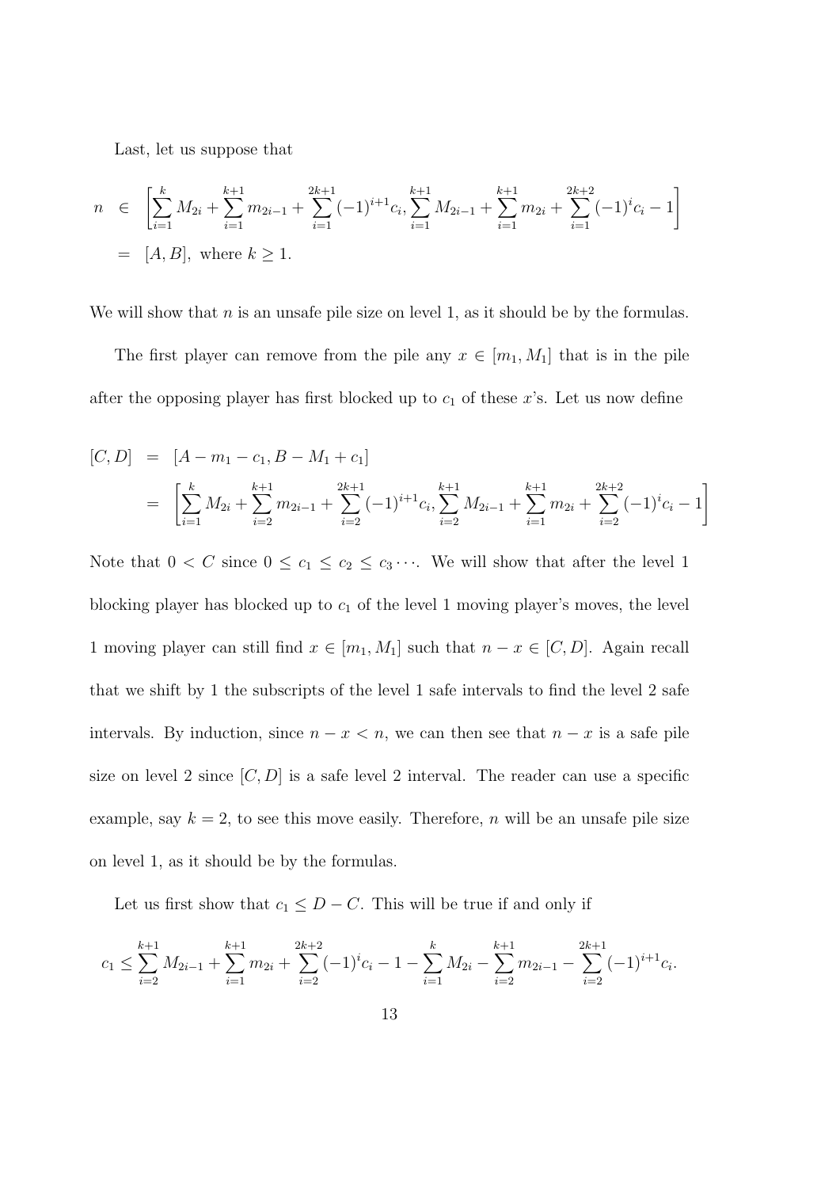Last, let us suppose that

$$
\begin{aligned}
n &\in \left[\sum_{i=1}^{k} M_{2i} + \sum_{i=1}^{k+1} m_{2i-1} + \sum_{i=1}^{2k+1} (-1)^{i+1} c_i, \sum_{i=1}^{k+1} M_{2i-1} + \sum_{i=1}^{k+1} m_{2i} + \sum_{i=1}^{2k+2} (-1)^{i} c_i - 1\right] \\
&= [A, B], \text{ where } k \geq 1.
\end{aligned}
$$

We will show that $n$ is an unsafe pile size on level 1, as it should be by the formulas.

The first player can remove from the pile any $x \in [m_1, M_1]$ that is in the pile after the opposing player has first blocked up to $c_1$ of these $x$'s. Let us now define

$$
\begin{aligned}
[C, D] &= [A - m_1 - c_1, B - M_1 + c_1] \\
&= \left[\sum_{i=1}^{k} M_{2i} + \sum_{i=2}^{k+1} m_{2i-1} + \sum_{i=2}^{2k+1} (-1)^{i+1} c_i, \sum_{i=2}^{k+1} M_{2i-1} + \sum_{i=1}^{k+1} m_{2i} + \sum_{i=2}^{2k+2} (-1)^{i} c_i - 1\right]
\end{aligned}
$$

Note that $0 < C$ since $0 \leq c_1 \leq c_2 \leq c_3 \cdots$. We will show that after the level 1 blocking player has blocked up to $c_1$ of the level 1 moving player's moves, the level 1 moving player can still find $x \in [m_1, M_1]$ such that $n - x \in [C, D]$. Again recall that we shift by 1 the subscripts of the level 1 safe intervals to find the level 2 safe intervals. By induction, since $n - x < n$, we can then see that $n - x$ is a safe pile size on level 2 since $[C, D]$ is a safe level 2 interval. The reader can use a specific example, say $k = 2$, to see this move easily. Therefore, $n$ will be an unsafe pile size on level 1, as it should be by the formulas.

Let us first show that $c_1 \leq D - C$. This will be true if and only if

$$
c_1 \leq \sum_{i=2}^{k+1} M_{2i-1} + \sum_{i=1}^{k+1} m_{2i} + \sum_{i=2}^{2k+2} (-1)^{i} c_i - 1 - \sum_{i=1}^{k} M_{2i} - \sum_{i=2}^{k+1} m_{2i-1} - \sum_{i=2}^{2k+1} (-1)^{i+1} c_i.
$$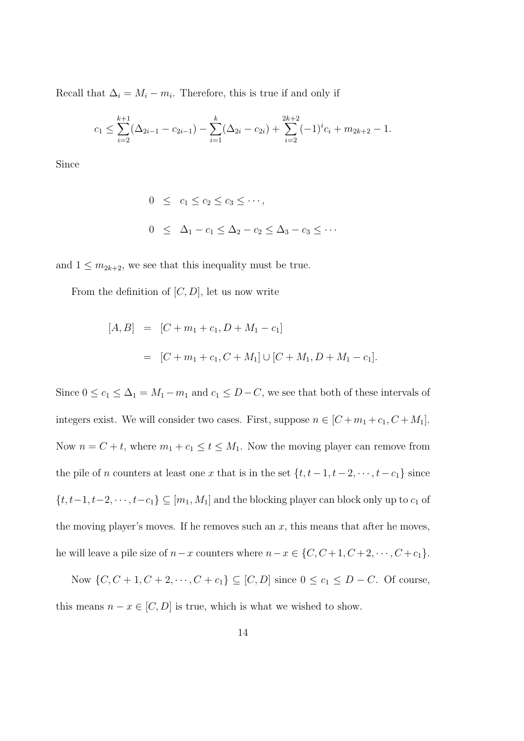Recall that $\Delta_i = M_i - m_i$. Therefore, this is true if and only if

$$c_1 \leq \sum_{i=2}^{k+1}(\Delta_{2i-1} - c_{2i-1}) - \sum_{i=1}^{k}(\Delta_{2i} - c_{2i}) + \sum_{i=2}^{2k+2}(-1)^i c_i + m_{2k+2} - 1.$$

Since

$$\begin{aligned}
0 &\leq c_1 \leq c_2 \leq c_3 \leq \cdots, \\
0 &\leq \Delta_1 - c_1 \leq \Delta_2 - c_2 \leq \Delta_3 - c_3 \leq \cdots
\end{aligned}$$

and $1 \leq m_{2k+2}$, we see that this inequality must be true.

From the definition of $[C, D]$, let us now write

$$\begin{aligned}
[A, B] &= [C + m_1 + c_1, D + M_1 - c_1] \\
&= [C + m_1 + c_1, C + M_1] \cup [C + M_1, D + M_1 - c_1].
\end{aligned}$$

Since $0 \leq c_1 \leq \Delta_1 = M_1 - m_1$ and $c_1 \leq D - C$, we see that both of these intervals of integers exist. We will consider two cases. First, suppose $n \in [C + m_1 + c_1, C + M_1]$. Now $n = C + t$, where $m_1 + c_1 \leq t \leq M_1$. Now the moving player can remove from the pile of $n$ counters at least one $x$ that is in the set $\{t, t-1, t-2, \cdots, t-c_1\}$ since $\{t, t-1, t-2, \cdots, t-c_1\} \subseteq [m_1, M_1]$ and the blocking player can block only up to $c_1$ of the moving player's moves. If he removes such an $x$, this means that after he moves, he will leave a pile size of $n - x$ counters where $n - x \in \{C, C+1, C+2, \cdots, C+c_1\}$.

Now $\{C, C+1, C+2, \cdots, C+c_1\} \subseteq [C, D]$ since $0 \leq c_1 \leq D - C$. Of course, this means $n - x \in [C, D]$ is true, which is what we wished to show.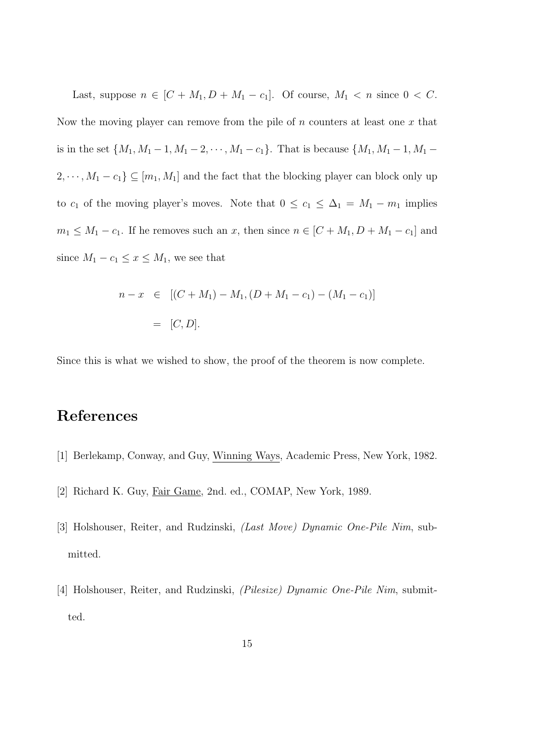Last, suppose $n \in [C + M_1, D + M_1 - c_1]$. Of course, $M_1 < n$ since $0 < C$. Now the moving player can remove from the pile of $n$ counters at least one $x$ that is in the set $\{M_1, M_1 - 1, M_1 - 2, \cdots, M_1 - c_1\}$. That is because $\{M_1, M_1 - 1, M_1 - 2, \cdots, M_1 - c_1\} \subseteq [m_1, M_1]$ and the fact that the blocking player can block only up to $c_1$ of the moving player's moves. Note that $0 \leq c_1 \leq \Delta_1 = M_1 - m_1$ implies $m_1 \leq M_1 - c_1$. If he removes such an $x$, then since $n \in [C + M_1, D + M_1 - c_1]$ and since $M_1 - c_1 \leq x \leq M_1$, we see that

$$
\begin{aligned}
n - x &\in [(C + M_1) - M_1, (D + M_1 - c_1) - (M_1 - c_1)] \\
&= [C, D].
\end{aligned}
$$

Since this is what we wished to show, the proof of the theorem is now complete.

## References

[1] Berlekamp, Conway, and Guy, Winning Ways, Academic Press, New York, 1982.

[2] Richard K. Guy, Fair Game, 2nd. ed., COMAP, New York, 1989.

[3] Holshouser, Reiter, and Rudzinski, *(Last Move) Dynamic One-Pile Nim*, submitted.

[4] Holshouser, Reiter, and Rudzinski, *(Pilesize) Dynamic One-Pile Nim*, submitted.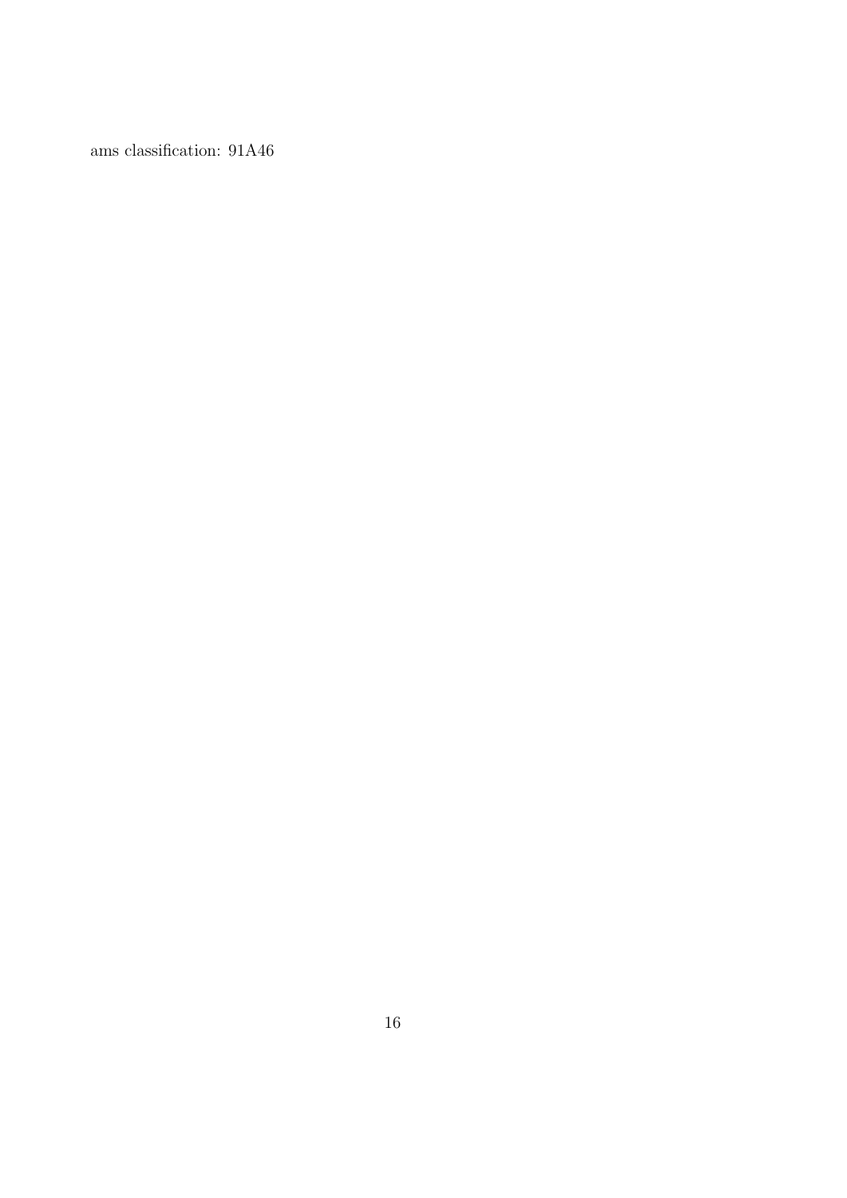ams classification: 91A46